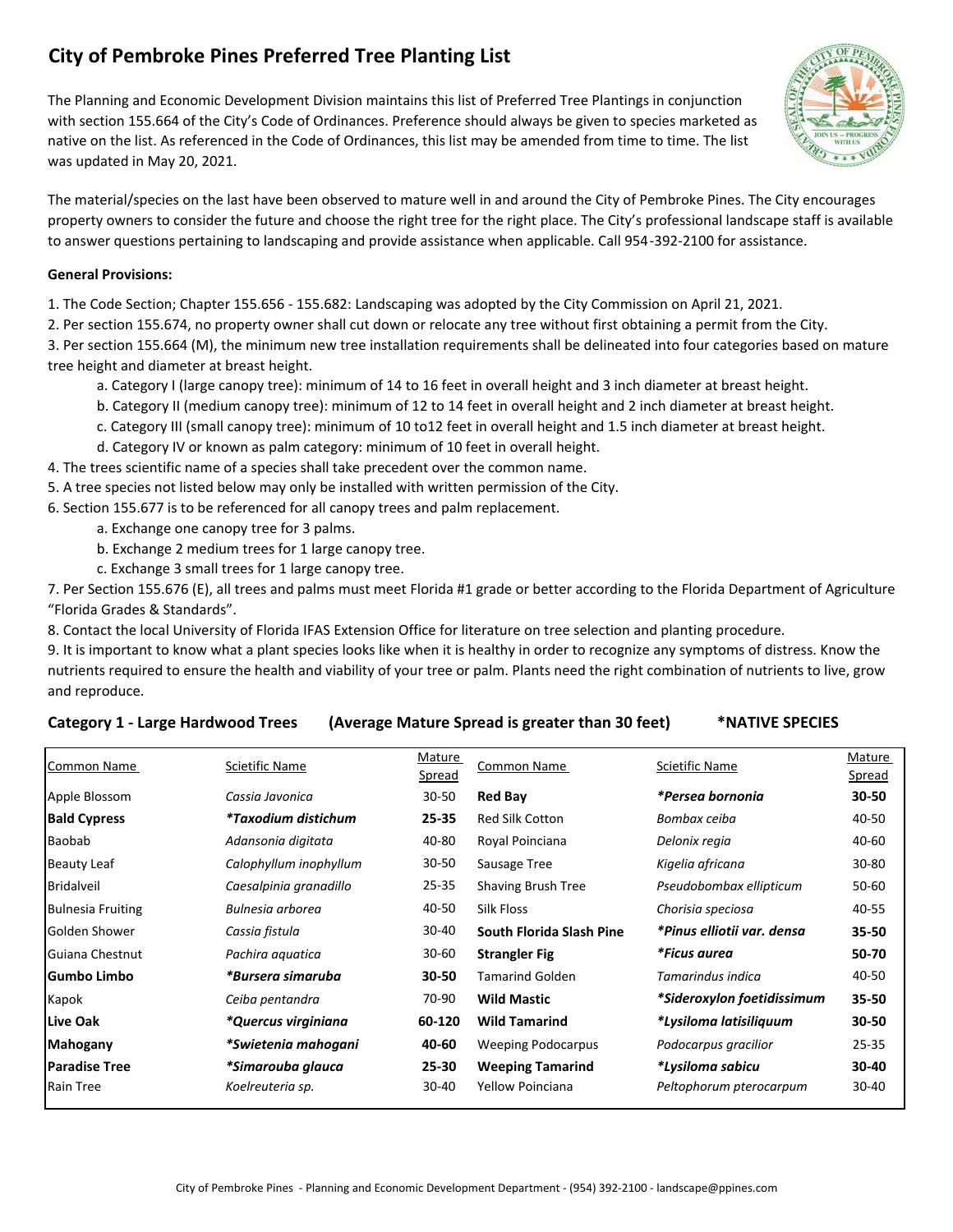# City of Pembroke Pines Preferred Tree Planting List

The Planning and Economic Development Division maintains this list of Preferred Tree Plantings in conjunction with section 155.664 of the City's Code of Ordinances. Preference should always be given to species marketed as native on the list. As referenced in the Code of Ordinances, this list may be amended from time to time. The list was updated in May 20, 2021.

The material/species on the last have been observed to mature well in and around the City of Pembroke Pines. The City encourages property owners to consider the future and choose the right tree for the right place. The City's professional landscape staff is available to answer questions pertaining to landscaping and provide assistance when applicable. Call 954-392-2100 for assistance.

**General Provisions:**

1. The Code Section; Chapter 155.656 - 155.682: Landscaping was adopted by the City Commission on April 21, 2021.
2. Per section 155.674, no property owner shall cut down or relocate any tree without first obtaining a permit from the City.
3. Per section 155.664 (M), the minimum new tree installation requirements shall be delineated into four categories based on mature tree height and diameter at breast height.
   a. Category I (large canopy tree): minimum of 14 to 16 feet in overall height and 3 inch diameter at breast height.
   b. Category II (medium canopy tree): minimum of 12 to 14 feet in overall height and 2 inch diameter at breast height.
   c. Category III (small canopy tree): minimum of 10 to12 feet in overall height and 1.5 inch diameter at breast height.
   d. Category IV or known as palm category: minimum of 10 feet in overall height.
4. The trees scientific name of a species shall take precedent over the common name.
5. A tree species not listed below may only be installed with written permission of the City.
6. Section 155.677 is to be referenced for all canopy trees and palm replacement.
   a. Exchange one canopy tree for 3 palms.
   b. Exchange 2 medium trees for 1 large canopy tree.
   c. Exchange 3 small trees for 1 large canopy tree.
7. Per Section 155.676 (E), all trees and palms must meet Florida #1 grade or better according to the Florida Department of Agriculture "Florida Grades & Standards".
8. Contact the local University of Florida IFAS Extension Office for literature on tree selection and planting procedure.
9. It is important to know what a plant species looks like when it is healthy in order to recognize any symptoms of distress. Know the nutrients required to ensure the health and viability of your tree or palm. Plants need the right combination of nutrients to live, grow and reproduce.

**Category 1 - Large Hardwood Trees (Average Mature Spread is greater than 30 feet) *NATIVE SPECIES**

| Common Name | Scietific Name | Mature Spread | Common Name | Scietific Name | Mature Spread |
|---|---|---|---|---|---|
| Apple Blossom | *Cassia Javonica* | 30-50 | **Red Bay** | ***Persea bornonia*** | **30-50** |
| **Bald Cypress** | ***Taxodium distichum*** | **25-35** | Red Silk Cotton | *Bombax ceiba* | 40-50 |
| Baobab | *Adansonia digitata* | 40-80 | Royal Poinciana | *Delonix regia* | 40-60 |
| Beauty Leaf | *Calophyllum inophyllum* | 30-50 | Sausage Tree | *Kigelia africana* | 30-80 |
| Bridalveil | *Caesalpinia granadillo* | 25-35 | Shaving Brush Tree | *Pseudobombax ellipticum* | 50-60 |
| Bulnesia Fruiting | *Bulnesia arborea* | 40-50 | Silk Floss | *Chorisia speciosa* | 40-55 |
| Golden Shower | *Cassia fistula* | 30-40 | **South Florida Slash Pine** | ***Pinus elliotii var. densa*** | **35-50** |
| Guiana Chestnut | *Pachira aquatica* | 30-60 | **Strangler Fig** | ***Ficus aurea*** | **50-70** |
| **Gumbo Limbo** | ***Bursera simaruba*** | **30-50** | Tamarind Golden | *Tamarindus indica* | 40-50 |
| Kapok | *Ceiba pentandra* | 70-90 | **Wild Mastic** | ***Sideroxylon foetidissimum*** | **35-50** |
| **Live Oak** | ***Quercus virginiana*** | **60-120** | **Wild Tamarind** | ***Lysiloma latisiliquum*** | **30-50** |
| **Mahogany** | ***Swietenia mahogani*** | **40-60** | Weeping Podocarpus | *Podocarpus gracilior* | 25-35 |
| **Paradise Tree** | ***Simarouba glauca*** | **25-30** | **Weeping Tamarind** | ***Lysiloma sabicu*** | **30-40** |
| Rain Tree | *Koelreuteria sp.* | 30-40 | Yellow Poinciana | *Peltophorum pterocarpum* | 30-40 |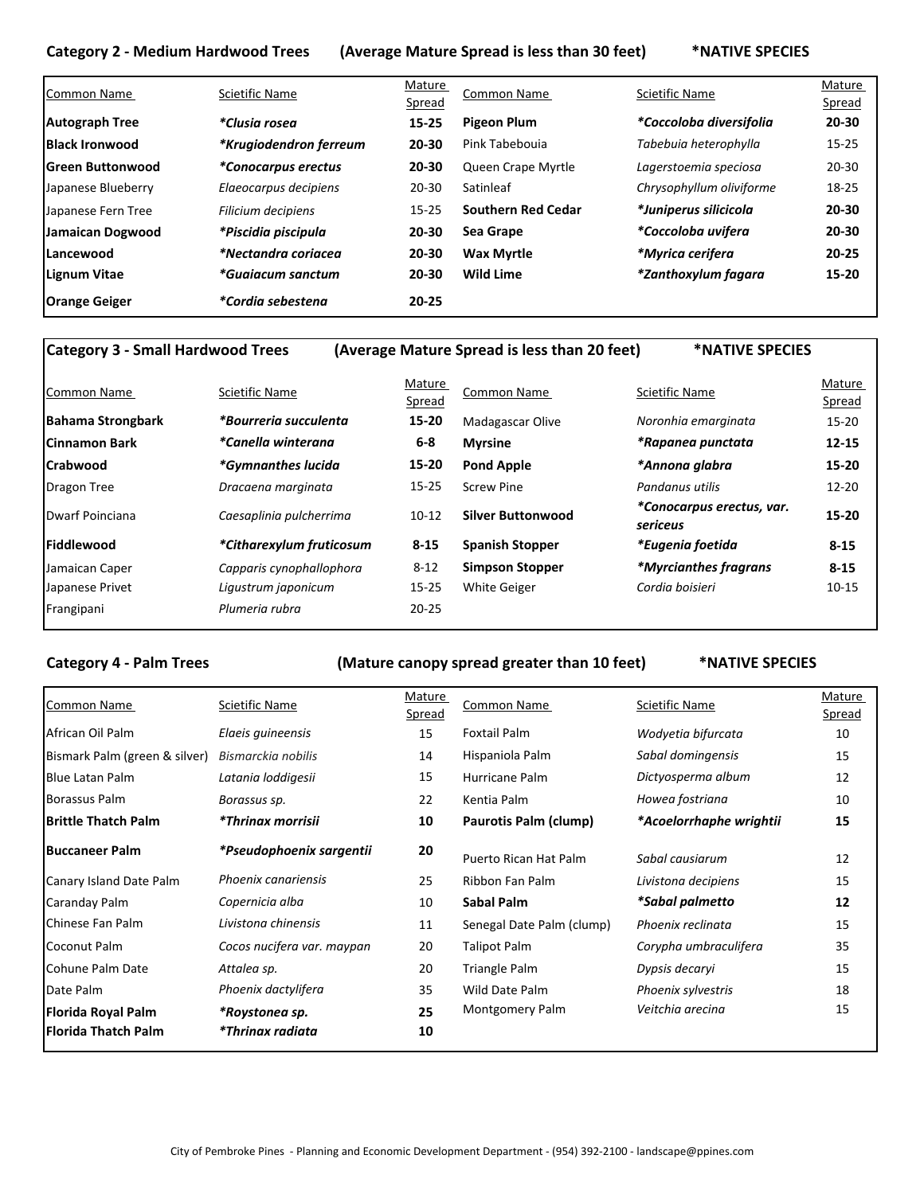**Category 2 - Medium Hardwood Trees (Average Mature Spread is less than 30 feet) *NATIVE SPECIES**

| Common Name | Scietific Name | Mature Spread | Common Name | Scietific Name | Mature Spread |
|---|---|---|---|---|---|
| **Autograph Tree** | ***Clusia rosea*** | **15-25** | **Pigeon Plum** | ***Coccoloba diversifolia*** | **20-30** |
| **Black Ironwood** | ***Krugiodendron ferreum*** | **20-30** | Pink Tabebouia | *Tabebuia heterophylla* | 15-25 |
| **Green Buttonwood** | ***Conocarpus erectus*** | **20-30** | Queen Crape Myrtle | *Lagerstoemia speciosa* | 20-30 |
| Japanese Blueberry | *Elaeocarpus decipiens* | 20-30 | Satinleaf | *Chrysophyllum oliviforme* | 18-25 |
| Japanese Fern Tree | *Filicium decipiens* | 15-25 | **Southern Red Cedar** | ***Juniperus silicicola*** | **20-30** |
| **Jamaican Dogwood** | ***Piscidia piscipula*** | **20-30** | **Sea Grape** | ***Coccoloba uvifera*** | **20-30** |
| **Lancewood** | ***Nectandra coriacea*** | **20-30** | **Wax Myrtle** | ***Myrica cerifera*** | **20-25** |
| **Lignum Vitae** | ***Guaiacum sanctum*** | **20-30** | **Wild Lime** | ***Zanthoxylum fagara*** | **15-20** |
| **Orange Geiger** | ***Cordia sebestena*** | **20-25** | | | |

**Category 3 - Small Hardwood Trees (Average Mature Spread is less than 20 feet) *NATIVE SPECIES**

| Common Name | Scietific Name | Mature Spread | Common Name | Scietific Name | Mature Spread |
|---|---|---|---|---|---|
| **Bahama Strongbark** | ***Bourreria succulenta*** | **15-20** | Madagascar Olive | *Noronhia emarginata* | 15-20 |
| **Cinnamon Bark** | ***Canella winterana*** | **6-8** | **Myrsine** | ***Rapanea punctata*** | **12-15** |
| **Crabwood** | ***Gymnanthes lucida*** | **15-20** | **Pond Apple** | ***Annona glabra*** | **15-20** |
| Dragon Tree | *Dracaena marginata* | 15-25 | Screw Pine | *Pandanus utilis* | 12-20 |
| Dwarf Poinciana | *Caesaplinia pulcherrima* | 10-12 | **Silver Buttonwood** | ***Conocarpus erectus, var. sericeus*** | **15-20** |
| **Fiddlewood** | ***Citharexylum fruticosum*** | **8-15** | **Spanish Stopper** | ***Eugenia foetida*** | **8-15** |
| Jamaican Caper | *Capparis cynophallophora* | 8-12 | **Simpson Stopper** | ***Myrcianthes fragrans*** | **8-15** |
| Japanese Privet | *Ligustrum japonicum* | 15-25 | White Geiger | *Cordia boisieri* | 10-15 |
| Frangipani | *Plumeria rubra* | 20-25 | | | |

**Category 4 - Palm Trees (Mature canopy spread greater than 10 feet) *NATIVE SPECIES**

| Common Name | Scietific Name | Mature Spread | Common Name | Scietific Name | Mature Spread |
|---|---|---|---|---|---|
| African Oil Palm | *Elaeis guineensis* | 15 | Foxtail Palm | *Wodyetia bifurcata* | 10 |
| Bismark Palm (green & silver) | *Bismarckia nobilis* | 14 | Hispaniola Palm | *Sabal domingensis* | 15 |
| Blue Latan Palm | *Latania loddigesii* | 15 | Hurricane Palm | *Dictyosperma album* | 12 |
| Borassus Palm | *Borassus sp.* | 22 | Kentia Palm | *Howea fostriana* | 10 |
| **Brittle Thatch Palm** | ***Thrinax morrisii*** | **10** | **Paurotis Palm (clump)** | ***Acoelorrhaphe wrightii*** | **15** |
| **Buccaneer Palm** | ***Pseudophoenix sargentii*** | **20** | Puerto Rican Hat Palm | *Sabal causiarum* | 12 |
| Canary Island Date Palm | *Phoenix canariensis* | 25 | Ribbon Fan Palm | *Livistona decipiens* | 15 |
| Caranday Palm | *Copernicia alba* | 10 | **Sabal Palm** | ***Sabal palmetto*** | **12** |
| Chinese Fan Palm | *Livistona chinensis* | 11 | Senegal Date Palm (clump) | *Phoenix reclinata* | 15 |
| Coconut Palm | *Cocos nucifera var. maypan* | 20 | Talipot Palm | *Corypha umbraculifera* | 35 |
| Cohune Palm Date | *Attalea sp.* | 20 | Triangle Palm | *Dypsis decaryi* | 15 |
| Date Palm | *Phoenix dactylifera* | 35 | Wild Date Palm | *Phoenix sylvestris* | 18 |
| **Florida Royal Palm** | ***Roystonea sp.*** | **25** | Montgomery Palm | *Veitchia arecina* | 15 |
| **Florida Thatch Palm** | ***Thrinax radiata*** | **10** | | | |

City of Pembroke Pines - Planning and Economic Development Department - (954) 392-2100 - landscape@ppines.com